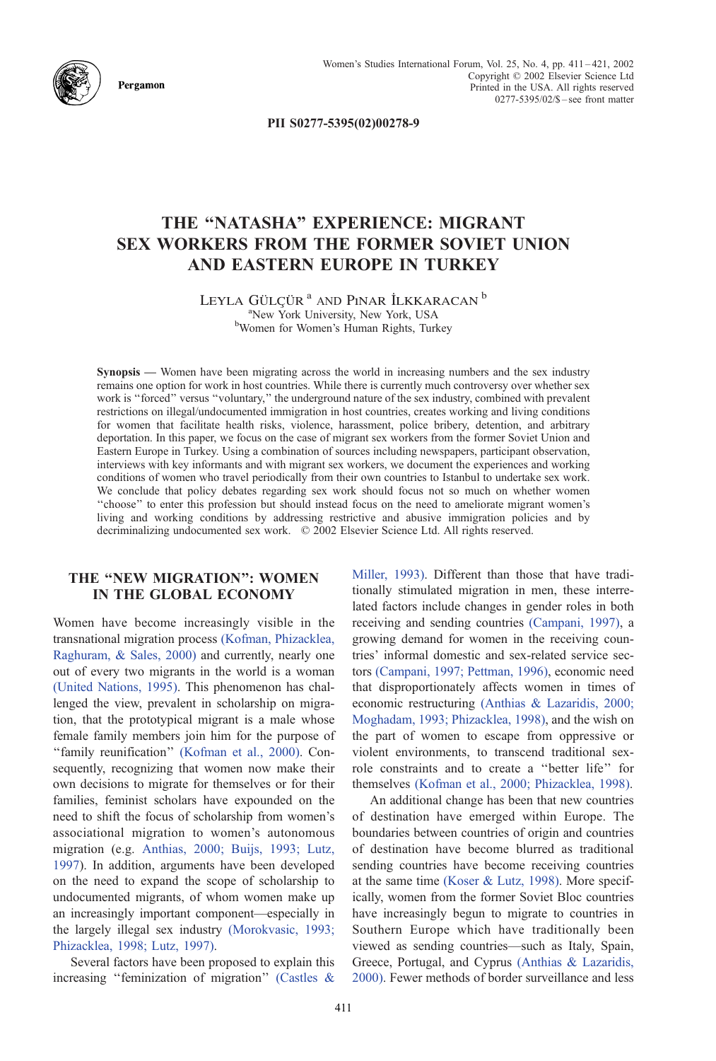PII S0277-5395(02)00278-9

# THE "NATASHA" EXPERIENCE: MIGRANT SEX WORKERS FROM THE FORMER SOVIET UNION AND EASTERN EUROPE IN TURKEY

Leyla Gülçür [a] and Pınar İlkkaracan [b]

[a]New York University, New York, USA
[b]Women for Women's Human Rights, Turkey

**Synopsis** — Women have been migrating across the world in increasing numbers and the sex industry remains one option for work in host countries. While there is currently much controversy over whether sex work is "forced" versus "voluntary," the underground nature of the sex industry, combined with prevalent restrictions on illegal/undocumented immigration in host countries, creates working and living conditions for women that facilitate health risks, violence, harassment, police bribery, detention, and arbitrary deportation. In this paper, we focus on the case of migrant sex workers from the former Soviet Union and Eastern Europe in Turkey. Using a combination of sources including newspapers, participant observation, interviews with key informants and with migrant sex workers, we document the experiences and working conditions of women who travel periodically from their own countries to Istanbul to undertake sex work. We conclude that policy debates regarding sex work should focus not so much on whether women "choose" to enter this profession but should instead focus on the need to ameliorate migrant women's living and working conditions by addressing restrictive and abusive immigration policies and by decriminalizing undocumented sex work. © 2002 Elsevier Science Ltd. All rights reserved.

## THE "NEW MIGRATION": WOMEN IN THE GLOBAL ECONOMY

Women have become increasingly visible in the transnational migration process (Kofman, Phizacklea, Raghuram, & Sales, 2000) and currently, nearly one out of every two migrants in the world is a woman (United Nations, 1995). This phenomenon has challenged the view, prevalent in scholarship on migration, that the prototypical migrant is a male whose female family members join him for the purpose of "family reunification" (Kofman et al., 2000). Consequently, recognizing that women now make their own decisions to migrate for themselves or for their families, feminist scholars have expounded on the need to shift the focus of scholarship from women's associational migration to women's autonomous migration (e.g. Anthias, 2000; Buijs, 1993; Lutz, 1997). In addition, arguments have been developed on the need to expand the scope of scholarship to undocumented migrants, of whom women make up an increasingly important component—especially in the largely illegal sex industry (Morokvasic, 1993; Phizacklea, 1998; Lutz, 1997).

Several factors have been proposed to explain this increasing "feminization of migration" (Castles & Miller, 1993). Different than those that have traditionally stimulated migration in men, these interrelated factors include changes in gender roles in both receiving and sending countries (Campani, 1997), a growing demand for women in the receiving countries' informal domestic and sex-related service sectors (Campani, 1997; Pettman, 1996), economic need that disproportionately affects women in times of economic restructuring (Anthias & Lazaridis, 2000; Moghadam, 1993; Phizacklea, 1998), and the wish on the part of women to escape from oppressive or violent environments, to transcend traditional sex-role constraints and to create a "better life" for themselves (Kofman et al., 2000; Phizacklea, 1998).

An additional change has been that new countries of destination have emerged within Europe. The boundaries between countries of origin and countries of destination have become blurred as traditional sending countries have become receiving countries at the same time (Koser & Lutz, 1998). More specifically, women from the former Soviet Bloc countries have increasingly begun to migrate to countries in Southern Europe which have traditionally been viewed as sending countries—such as Italy, Spain, Greece, Portugal, and Cyprus (Anthias & Lazaridis, 2000). Fewer methods of border surveillance and less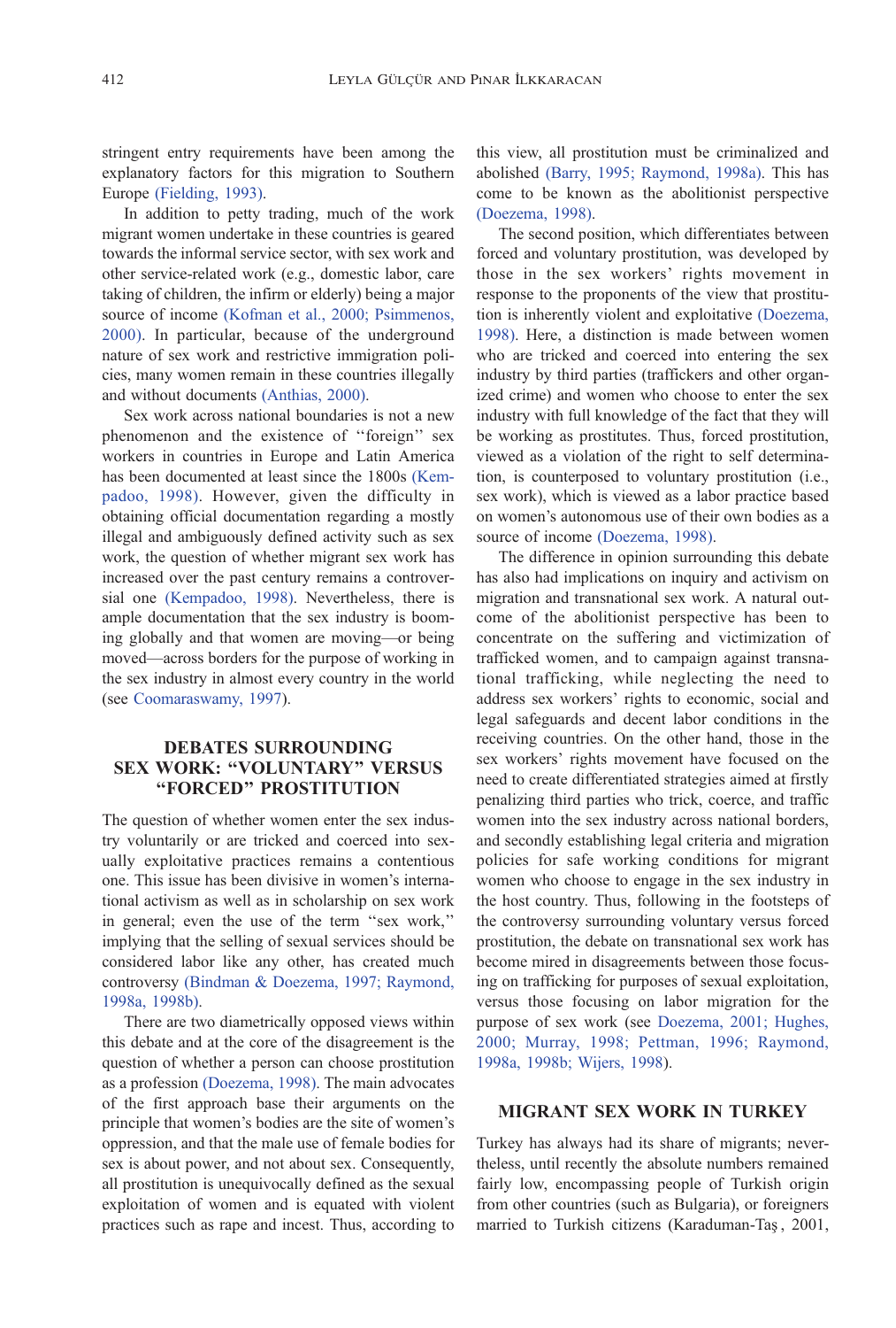stringent entry requirements have been among the explanatory factors for this migration to Southern Europe (Fielding, 1993).

In addition to petty trading, much of the work migrant women undertake in these countries is geared towards the informal service sector, with sex work and other service-related work (e.g., domestic labor, care taking of children, the infirm or elderly) being a major source of income (Kofman et al., 2000; Psimmenos, 2000). In particular, because of the underground nature of sex work and restrictive immigration policies, many women remain in these countries illegally and without documents (Anthias, 2000).

Sex work across national boundaries is not a new phenomenon and the existence of ''foreign'' sex workers in countries in Europe and Latin America has been documented at least since the 1800s (Kempadoo, 1998). However, given the difficulty in obtaining official documentation regarding a mostly illegal and ambiguously defined activity such as sex work, the question of whether migrant sex work has increased over the past century remains a controversial one (Kempadoo, 1998). Nevertheless, there is ample documentation that the sex industry is booming globally and that women are moving—or being moved—across borders for the purpose of working in the sex industry in almost every country in the world (see Coomaraswamy, 1997).

## DEBATES SURROUNDING SEX WORK: "VOLUNTARY" VERSUS "FORCED" PROSTITUTION

The question of whether women enter the sex industry voluntarily or are tricked and coerced into sexually exploitative practices remains a contentious one. This issue has been divisive in women's international activism as well as in scholarship on sex work in general; even the use of the term ''sex work,'' implying that the selling of sexual services should be considered labor like any other, has created much controversy (Bindman & Doezema, 1997; Raymond, 1998a, 1998b).

There are two diametrically opposed views within this debate and at the core of the disagreement is the question of whether a person can choose prostitution as a profession (Doezema, 1998). The main advocates of the first approach base their arguments on the principle that women's bodies are the site of women's oppression, and that the male use of female bodies for sex is about power, and not about sex. Consequently, all prostitution is unequivocally defined as the sexual exploitation of women and is equated with violent practices such as rape and incest. Thus, according to this view, all prostitution must be criminalized and abolished (Barry, 1995; Raymond, 1998a). This has come to be known as the abolitionist perspective (Doezema, 1998).

The second position, which differentiates between forced and voluntary prostitution, was developed by those in the sex workers' rights movement in response to the proponents of the view that prostitution is inherently violent and exploitative (Doezema, 1998). Here, a distinction is made between women who are tricked and coerced into entering the sex industry by third parties (traffickers and other organized crime) and women who choose to enter the sex industry with full knowledge of the fact that they will be working as prostitutes. Thus, forced prostitution, viewed as a violation of the right to self determination, is counterposed to voluntary prostitution (i.e., sex work), which is viewed as a labor practice based on women's autonomous use of their own bodies as a source of income (Doezema, 1998).

The difference in opinion surrounding this debate has also had implications on inquiry and activism on migration and transnational sex work. A natural outcome of the abolitionist perspective has been to concentrate on the suffering and victimization of trafficked women, and to campaign against transnational trafficking, while neglecting the need to address sex workers' rights to economic, social and legal safeguards and decent labor conditions in the receiving countries. On the other hand, those in the sex workers' rights movement have focused on the need to create differentiated strategies aimed at firstly penalizing third parties who trick, coerce, and traffic women into the sex industry across national borders, and secondly establishing legal criteria and migration policies for safe working conditions for migrant women who choose to engage in the sex industry in the host country. Thus, following in the footsteps of the controversy surrounding voluntary versus forced prostitution, the debate on transnational sex work has become mired in disagreements between those focusing on trafficking for purposes of sexual exploitation, versus those focusing on labor migration for the purpose of sex work (see Doezema, 2001; Hughes, 2000; Murray, 1998; Pettman, 1996; Raymond, 1998a, 1998b; Wijers, 1998).

## MIGRANT SEX WORK IN TURKEY

Turkey has always had its share of migrants; nevertheless, until recently the absolute numbers remained fairly low, encompassing people of Turkish origin from other countries (such as Bulgaria), or foreigners married to Turkish citizens (Karaduman-Taş, 2001,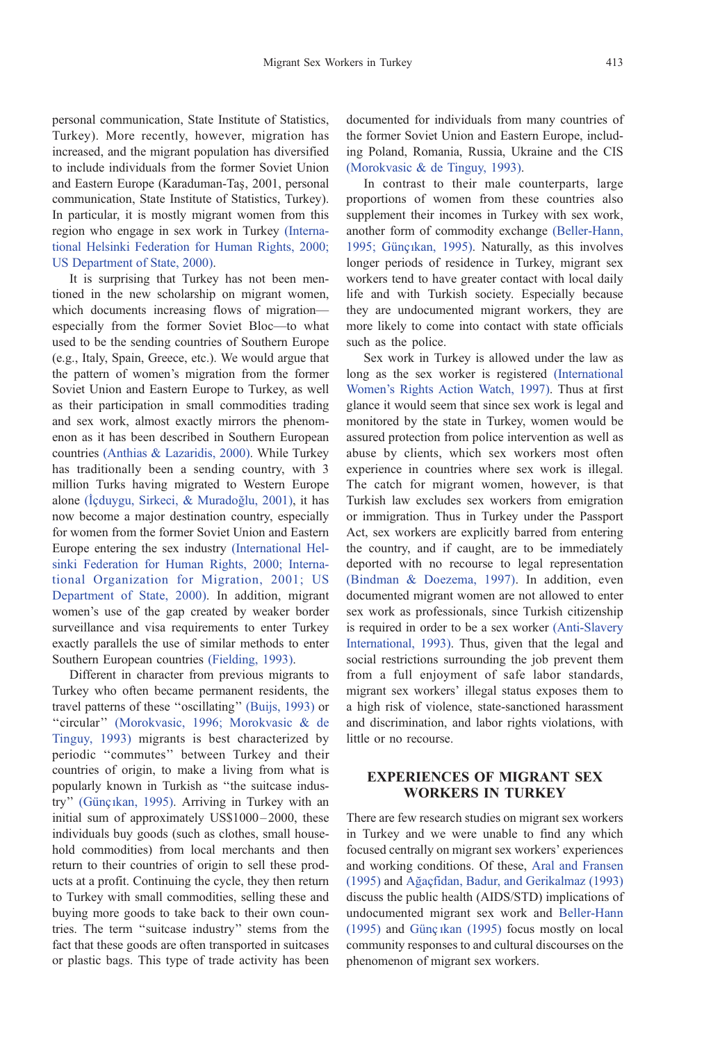personal communication, State Institute of Statistics, Turkey). More recently, however, migration has increased, and the migrant population has diversified to include individuals from the former Soviet Union and Eastern Europe (Karaduman-Taş, 2001, personal communication, State Institute of Statistics, Turkey). In particular, it is mostly migrant women from this region who engage in sex work in Turkey (International Helsinki Federation for Human Rights, 2000; US Department of State, 2000).

It is surprising that Turkey has not been mentioned in the new scholarship on migrant women, which documents increasing flows of migration—especially from the former Soviet Bloc—to what used to be the sending countries of Southern Europe (e.g., Italy, Spain, Greece, etc.). We would argue that the pattern of women's migration from the former Soviet Union and Eastern Europe to Turkey, as well as their participation in small commodities trading and sex work, almost exactly mirrors the phenomenon as it has been described in Southern European countries (Anthias & Lazaridis, 2000). While Turkey has traditionally been a sending country, with 3 million Turks having migrated to Western Europe alone (İçduygu, Sirkeci, & Muradoğlu, 2001), it has now become a major destination country, especially for women from the former Soviet Union and Eastern Europe entering the sex industry (International Helsinki Federation for Human Rights, 2000; International Organization for Migration, 2001; US Department of State, 2000). In addition, migrant women's use of the gap created by weaker border surveillance and visa requirements to enter Turkey exactly parallels the use of similar methods to enter Southern European countries (Fielding, 1993).

Different in character from previous migrants to Turkey who often became permanent residents, the travel patterns of these ''oscillating'' (Buijs, 1993) or ''circular'' (Morokvasic, 1996; Morokvasic & de Tinguy, 1993) migrants is best characterized by periodic ''commutes'' between Turkey and their countries of origin, to make a living from what is popularly known in Turkish as ''the suitcase industry'' (Günçıkan, 1995). Arriving in Turkey with an initial sum of approximately US$1000–2000, these individuals buy goods (such as clothes, small household commodities) from local merchants and then return to their countries of origin to sell these products at a profit. Continuing the cycle, they then return to Turkey with small commodities, selling these and buying more goods to take back to their own countries. The term ''suitcase industry'' stems from the fact that these goods are often transported in suitcases or plastic bags. This type of trade activity has been documented for individuals from many countries of the former Soviet Union and Eastern Europe, including Poland, Romania, Russia, Ukraine and the CIS (Morokvasic & de Tinguy, 1993).

In contrast to their male counterparts, large proportions of women from these countries also supplement their incomes in Turkey with sex work, another form of commodity exchange (Beller-Hann, 1995; Günçıkan, 1995). Naturally, as this involves longer periods of residence in Turkey, migrant sex workers tend to have greater contact with local daily life and with Turkish society. Especially because they are undocumented migrant workers, they are more likely to come into contact with state officials such as the police.

Sex work in Turkey is allowed under the law as long as the sex worker is registered (International Women's Rights Action Watch, 1997). Thus at first glance it would seem that since sex work is legal and monitored by the state in Turkey, women would be assured protection from police intervention as well as abuse by clients, which sex workers most often experience in countries where sex work is illegal. The catch for migrant women, however, is that Turkish law excludes sex workers from emigration or immigration. Thus in Turkey under the Passport Act, sex workers are explicitly barred from entering the country, and if caught, are to be immediately deported with no recourse to legal representation (Bindman & Doezema, 1997). In addition, even documented migrant women are not allowed to enter sex work as professionals, since Turkish citizenship is required in order to be a sex worker (Anti-Slavery International, 1993). Thus, given that the legal and social restrictions surrounding the job prevent them from a full enjoyment of safe labor standards, migrant sex workers' illegal status exposes them to a high risk of violence, state-sanctioned harassment and discrimination, and labor rights violations, with little or no recourse.

## EXPERIENCES OF MIGRANT SEX WORKERS IN TURKEY

There are few research studies on migrant sex workers in Turkey and we were unable to find any which focused centrally on migrant sex workers' experiences and working conditions. Of these, Aral and Fransen (1995) and Ağaçfidan, Badur, and Gerikalmaz (1993) discuss the public health (AIDS/STD) implications of undocumented migrant sex work and Beller-Hann (1995) and Günçıkan (1995) focus mostly on local community responses to and cultural discourses on the phenomenon of migrant sex workers.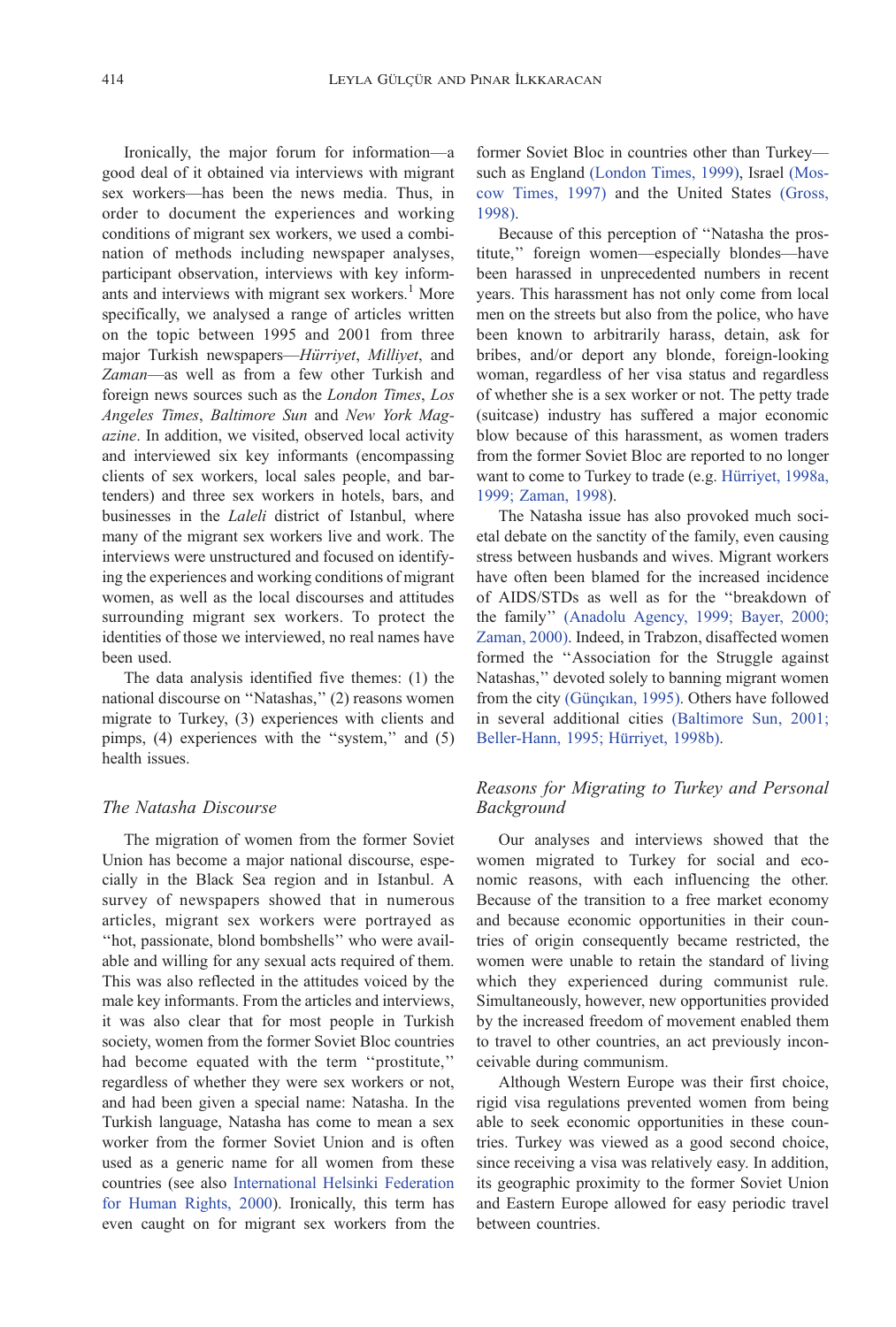Ironically, the major forum for information—a good deal of it obtained via interviews with migrant sex workers—has been the news media. Thus, in order to document the experiences and working conditions of migrant sex workers, we used a combination of methods including newspaper analyses, participant observation, interviews with key informants and interviews with migrant sex workers.[1] More specifically, we analysed a range of articles written on the topic between 1995 and 2001 from three major Turkish newspapers—*Hürriyet*, *Milliyet*, and *Zaman*—as well as from a few other Turkish and foreign news sources such as the *London Times*, *Los Angeles Times*, *Baltimore Sun* and *New York Magazine*. In addition, we visited, observed local activity and interviewed six key informants (encompassing clients of sex workers, local sales people, and bartenders) and three sex workers in hotels, bars, and businesses in the *Laleli* district of Istanbul, where many of the migrant sex workers live and work. The interviews were unstructured and focused on identifying the experiences and working conditions of migrant women, as well as the local discourses and attitudes surrounding migrant sex workers. To protect the identities of those we interviewed, no real names have been used.

The data analysis identified five themes: (1) the national discourse on ''Natashas,'' (2) reasons women migrate to Turkey, (3) experiences with clients and pimps, (4) experiences with the ''system,'' and (5) health issues.

### *The Natasha Discourse*

The migration of women from the former Soviet Union has become a major national discourse, especially in the Black Sea region and in Istanbul. A survey of newspapers showed that in numerous articles, migrant sex workers were portrayed as ''hot, passionate, blond bombshells'' who were available and willing for any sexual acts required of them. This was also reflected in the attitudes voiced by the male key informants. From the articles and interviews, it was also clear that for most people in Turkish society, women from the former Soviet Bloc countries had become equated with the term ''prostitute,'' regardless of whether they were sex workers or not, and had been given a special name: Natasha. In the Turkish language, Natasha has come to mean a sex worker from the former Soviet Union and is often used as a generic name for all women from these countries (see also International Helsinki Federation for Human Rights, 2000). Ironically, this term has even caught on for migrant sex workers from the former Soviet Bloc in countries other than Turkey—such as England (London Times, 1999), Israel (Moscow Times, 1997) and the United States (Gross, 1998).

Because of this perception of ''Natasha the prostitute,'' foreign women—especially blondes—have been harassed in unprecedented numbers in recent years. This harassment has not only come from local men on the streets but also from the police, who have been known to arbitrarily harass, detain, ask for bribes, and/or deport any blonde, foreign-looking woman, regardless of her visa status and regardless of whether she is a sex worker or not. The petty trade (suitcase) industry has suffered a major economic blow because of this harassment, as women traders from the former Soviet Bloc are reported to no longer want to come to Turkey to trade (e.g. Hürriyet, 1998a, 1999; Zaman, 1998).

The Natasha issue has also provoked much societal debate on the sanctity of the family, even causing stress between husbands and wives. Migrant workers have often been blamed for the increased incidence of AIDS/STDs as well as for the ''breakdown of the family'' (Anadolu Agency, 1999; Bayer, 2000; Zaman, 2000). Indeed, in Trabzon, disaffected women formed the ''Association for the Struggle against Natashas,'' devoted solely to banning migrant women from the city (Günçıkan, 1995). Others have followed in several additional cities (Baltimore Sun, 2001; Beller-Hann, 1995; Hürriyet, 1998b).

### *Reasons for Migrating to Turkey and Personal Background*

Our analyses and interviews showed that the women migrated to Turkey for social and economic reasons, with each influencing the other. Because of the transition to a free market economy and because economic opportunities in their countries of origin consequently became restricted, the women were unable to retain the standard of living which they experienced during communist rule. Simultaneously, however, new opportunities provided by the increased freedom of movement enabled them to travel to other countries, an act previously inconceivable during communism.

Although Western Europe was their first choice, rigid visa regulations prevented women from being able to seek economic opportunities in these countries. Turkey was viewed as a good second choice, since receiving a visa was relatively easy. In addition, its geographic proximity to the former Soviet Union and Eastern Europe allowed for easy periodic travel between countries.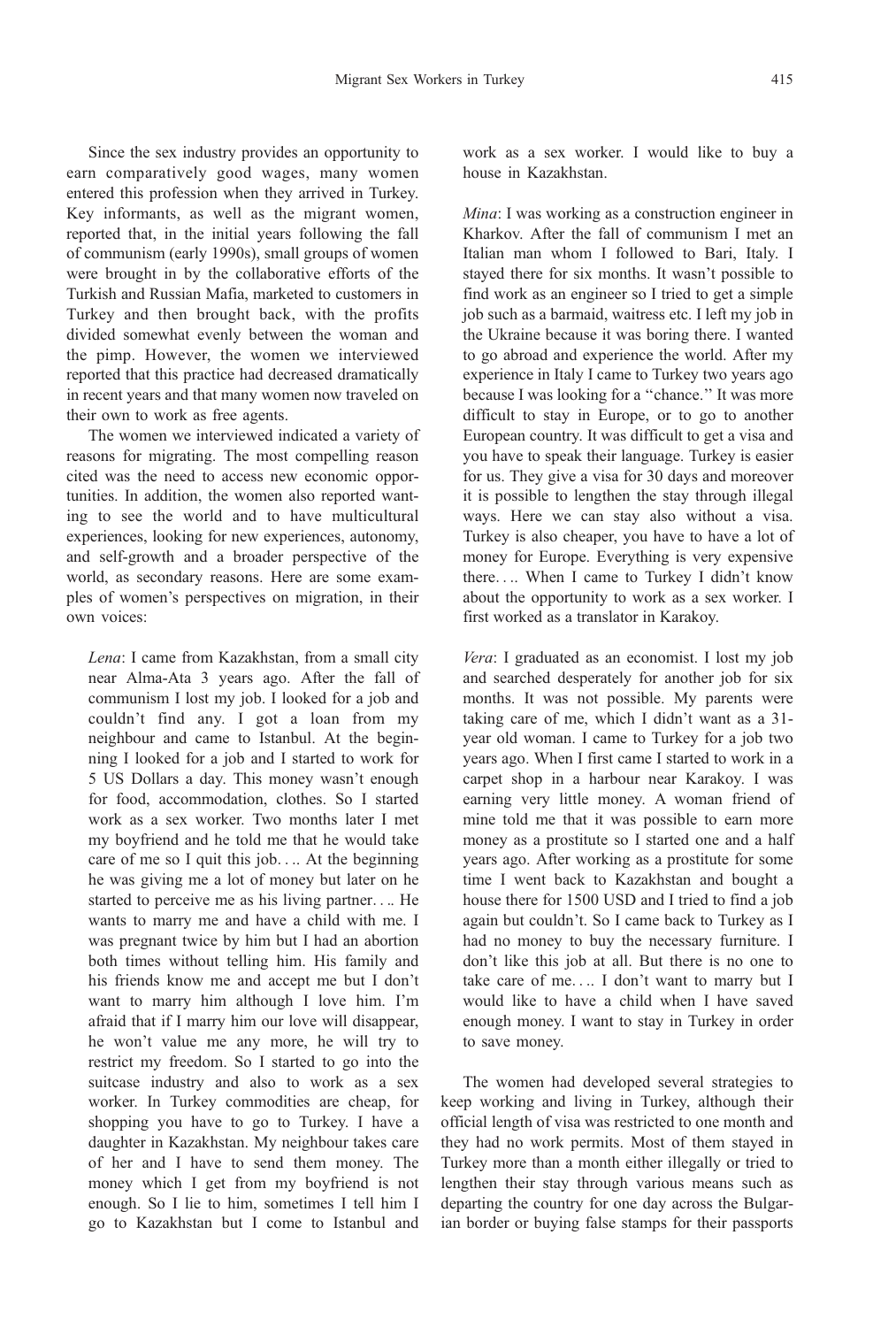Since the sex industry provides an opportunity to earn comparatively good wages, many women entered this profession when they arrived in Turkey. Key informants, as well as the migrant women, reported that, in the initial years following the fall of communism (early 1990s), small groups of women were brought in by the collaborative efforts of the Turkish and Russian Mafia, marketed to customers in Turkey and then brought back, with the profits divided somewhat evenly between the woman and the pimp. However, the women we interviewed reported that this practice had decreased dramatically in recent years and that many women now traveled on their own to work as free agents.

The women we interviewed indicated a variety of reasons for migrating. The most compelling reason cited was the need to access new economic opportunities. In addition, the women also reported wanting to see the world and to have multicultural experiences, looking for new experiences, autonomy, and self-growth and a broader perspective of the world, as secondary reasons. Here are some examples of women's perspectives on migration, in their own voices:

> *Lena*: I came from Kazakhstan, from a small city near Alma-Ata 3 years ago. After the fall of communism I lost my job. I looked for a job and couldn't find any. I got a loan from my neighbour and came to Istanbul. At the beginning I looked for a job and I started to work for 5 US Dollars a day. This money wasn't enough for food, accommodation, clothes. So I started work as a sex worker. Two months later I met my boyfriend and he told me that he would take care of me so I quit this job.... At the beginning he was giving me a lot of money but later on he started to perceive me as his living partner.... He wants to marry me and have a child with me. I was pregnant twice by him but I had an abortion both times without telling him. His family and his friends know me and accept me but I don't want to marry him although I love him. I'm afraid that if I marry him our love will disappear, he won't value me any more, he will try to restrict my freedom. So I started to go into the suitcase industry and also to work as a sex worker. In Turkey commodities are cheap, for shopping you have to go to Turkey. I have a daughter in Kazakhstan. My neighbour takes care of her and I have to send them money. The money which I get from my boyfriend is not enough. So I lie to him, sometimes I tell him I go to Kazakhstan but I come to Istanbul and work as a sex worker. I would like to buy a house in Kazakhstan.

> *Mina*: I was working as a construction engineer in Kharkov. After the fall of communism I met an Italian man whom I followed to Bari, Italy. I stayed there for six months. It wasn't possible to find work as an engineer so I tried to get a simple job such as a barmaid, waitress etc. I left my job in the Ukraine because it was boring there. I wanted to go abroad and experience the world. After my experience in Italy I came to Turkey two years ago because I was looking for a "chance." It was more difficult to stay in Europe, or to go to another European country. It was difficult to get a visa and you have to speak their language. Turkey is easier for us. They give a visa for 30 days and moreover it is possible to lengthen the stay through illegal ways. Here we can stay also without a visa. Turkey is also cheaper, you have to have a lot of money for Europe. Everything is very expensive there.... When I came to Turkey I didn't know about the opportunity to work as a sex worker. I first worked as a translator in Karakoy.

> *Vera*: I graduated as an economist. I lost my job and searched desperately for another job for six months. It was not possible. My parents were taking care of me, which I didn't want as a 31-year old woman. I came to Turkey for a job two years ago. When I first came I started to work in a carpet shop in a harbour near Karakoy. I was earning very little money. A woman friend of mine told me that it was possible to earn more money as a prostitute so I started one and a half years ago. After working as a prostitute for some time I went back to Kazakhstan and bought a house there for 1500 USD and I tried to find a job again but couldn't. So I came back to Turkey as I had no money to buy the necessary furniture. I don't like this job at all. But there is no one to take care of me.... I don't want to marry but I would like to have a child when I have saved enough money. I want to stay in Turkey in order to save money.

The women had developed several strategies to keep working and living in Turkey, although their official length of visa was restricted to one month and they had no work permits. Most of them stayed in Turkey more than a month either illegally or tried to lengthen their stay through various means such as departing the country for one day across the Bulgarian border or buying false stamps for their passports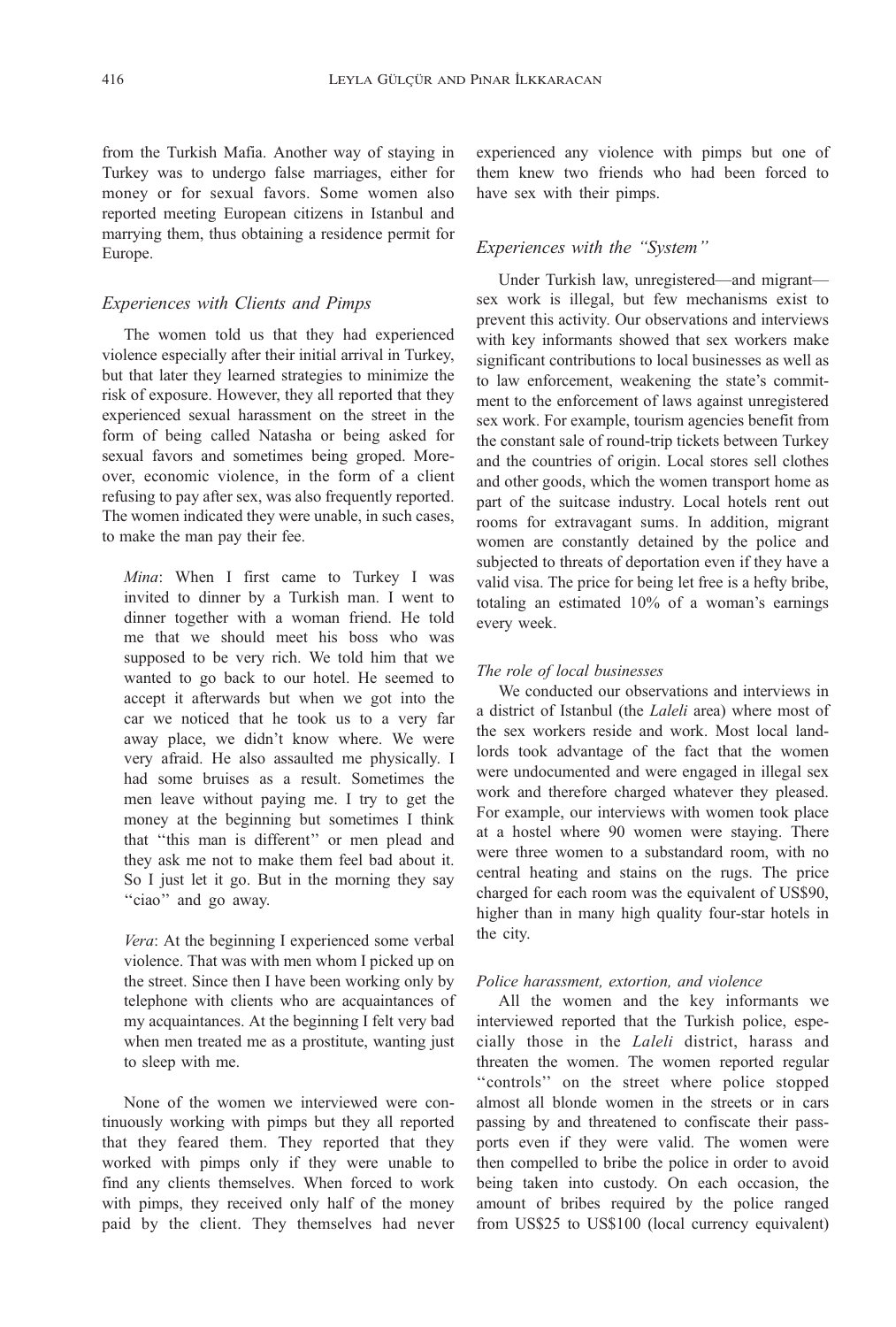from the Turkish Mafia. Another way of staying in Turkey was to undergo false marriages, either for money or for sexual favors. Some women also reported meeting European citizens in Istanbul and marrying them, thus obtaining a residence permit for Europe.

### *Experiences with Clients and Pimps*

The women told us that they had experienced violence especially after their initial arrival in Turkey, but that later they learned strategies to minimize the risk of exposure. However, they all reported that they experienced sexual harassment on the street in the form of being called Natasha or being asked for sexual favors and sometimes being groped. Moreover, economic violence, in the form of a client refusing to pay after sex, was also frequently reported. The women indicated they were unable, in such cases, to make the man pay their fee.

> *Mina*: When I first came to Turkey I was invited to dinner by a Turkish man. I went to dinner together with a woman friend. He told me that we should meet his boss who was supposed to be very rich. We told him that we wanted to go back to our hotel. He seemed to accept it afterwards but when we got into the car we noticed that he took us to a very far away place, we didn't know where. We were very afraid. He also assaulted me physically. I had some bruises as a result. Sometimes the men leave without paying me. I try to get the money at the beginning but sometimes I think that "this man is different" or men plead and they ask me not to make them feel bad about it. So I just let it go. But in the morning they say "ciao" and go away.

> *Vera*: At the beginning I experienced some verbal violence. That was with men whom I picked up on the street. Since then I have been working only by telephone with clients who are acquaintances of my acquaintances. At the beginning I felt very bad when men treated me as a prostitute, wanting just to sleep with me.

None of the women we interviewed were continuously working with pimps but they all reported that they feared them. They reported that they worked with pimps only if they were unable to find any clients themselves. When forced to work with pimps, they received only half of the money paid by the client. They themselves had never experienced any violence with pimps but one of them knew two friends who had been forced to have sex with their pimps.

### *Experiences with the "System"*

Under Turkish law, unregistered—and migrant—sex work is illegal, but few mechanisms exist to prevent this activity. Our observations and interviews with key informants showed that sex workers make significant contributions to local businesses as well as to law enforcement, weakening the state's commitment to the enforcement of laws against unregistered sex work. For example, tourism agencies benefit from the constant sale of round-trip tickets between Turkey and the countries of origin. Local stores sell clothes and other goods, which the women transport home as part of the suitcase industry. Local hotels rent out rooms for extravagant sums. In addition, migrant women are constantly detained by the police and subjected to threats of deportation even if they have a valid visa. The price for being let free is a hefty bribe, totaling an estimated 10% of a woman's earnings every week.

#### *The role of local businesses*

We conducted our observations and interviews in a district of Istanbul (the *Laleli* area) where most of the sex workers reside and work. Most local landlords took advantage of the fact that the women were undocumented and were engaged in illegal sex work and therefore charged whatever they pleased. For example, our interviews with women took place at a hostel where 90 women were staying. There were three women to a substandard room, with no central heating and stains on the rugs. The price charged for each room was the equivalent of US$90, higher than in many high quality four-star hotels in the city.

#### *Police harassment, extortion, and violence*

All the women and the key informants we interviewed reported that the Turkish police, especially those in the *Laleli* district, harass and threaten the women. The women reported regular "controls" on the street where police stopped almost all blonde women in the streets or in cars passing by and threatened to confiscate their passports even if they were valid. The women were then compelled to bribe the police in order to avoid being taken into custody. On each occasion, the amount of bribes required by the police ranged from US$25 to US$100 (local currency equivalent)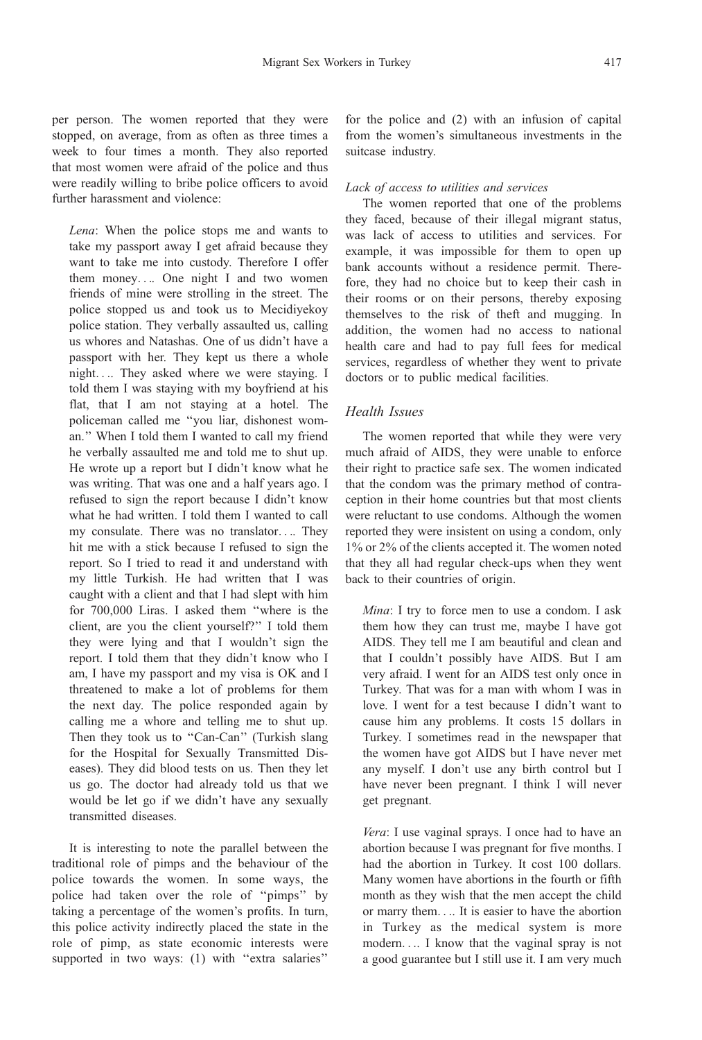per person. The women reported that they were stopped, on average, from as often as three times a week to four times a month. They also reported that most women were afraid of the police and thus were readily willing to bribe police officers to avoid further harassment and violence:

> *Lena*: When the police stops me and wants to take my passport away I get afraid because they want to take me into custody. Therefore I offer them money.... One night I and two women friends of mine were strolling in the street. The police stopped us and took us to Mecidiyekoy police station. They verbally assaulted us, calling us whores and Natashas. One of us didn't have a passport with her. They kept us there a whole night.... They asked where we were staying. I told them I was staying with my boyfriend at his flat, that I am not staying at a hotel. The policeman called me "you liar, dishonest woman." When I told them I wanted to call my friend he verbally assaulted me and told me to shut up. He wrote up a report but I didn't know what he was writing. That was one and a half years ago. I refused to sign the report because I didn't know what he had written. I told them I wanted to call my consulate. There was no translator.... They hit me with a stick because I refused to sign the report. So I tried to read it and understand with my little Turkish. He had written that I was caught with a client and that I had slept with him for 700,000 Liras. I asked them "where is the client, are you the client yourself?" I told them they were lying and that I wouldn't sign the report. I told them that they didn't know who I am, I have my passport and my visa is OK and I threatened to make a lot of problems for them the next day. The police responded again by calling me a whore and telling me to shut up. Then they took us to "Can-Can" (Turkish slang for the Hospital for Sexually Transmitted Diseases). They did blood tests on us. Then they let us go. The doctor had already told us that we would be let go if we didn't have any sexually transmitted diseases.

It is interesting to note the parallel between the traditional role of pimps and the behaviour of the police towards the women. In some ways, the police had taken over the role of "pimps" by taking a percentage of the women's profits. In turn, this police activity indirectly placed the state in the role of pimp, as state economic interests were supported in two ways: (1) with "extra salaries" for the police and (2) with an infusion of capital from the women's simultaneous investments in the suitcase industry.

#### *Lack of access to utilities and services*

The women reported that one of the problems they faced, because of their illegal migrant status, was lack of access to utilities and services. For example, it was impossible for them to open up bank accounts without a residence permit. Therefore, they had no choice but to keep their cash in their rooms or on their persons, thereby exposing themselves to the risk of theft and mugging. In addition, the women had no access to national health care and had to pay full fees for medical services, regardless of whether they went to private doctors or to public medical facilities.

### *Health Issues*

The women reported that while they were very much afraid of AIDS, they were unable to enforce their right to practice safe sex. The women indicated that the condom was the primary method of contraception in their home countries but that most clients were reluctant to use condoms. Although the women reported they were insistent on using a condom, only 1% or 2% of the clients accepted it. The women noted that they all had regular check-ups when they went back to their countries of origin.

> *Mina*: I try to force men to use a condom. I ask them how they can trust me, maybe I have got AIDS. They tell me I am beautiful and clean and that I couldn't possibly have AIDS. But I am very afraid. I went for an AIDS test only once in Turkey. That was for a man with whom I was in love. I went for a test because I didn't want to cause him any problems. It costs 15 dollars in Turkey. I sometimes read in the newspaper that the women have got AIDS but I have never met any myself. I don't use any birth control but I have never been pregnant. I think I will never get pregnant.

> *Vera*: I use vaginal sprays. I once had to have an abortion because I was pregnant for five months. I had the abortion in Turkey. It cost 100 dollars. Many women have abortions in the fourth or fifth month as they wish that the men accept the child or marry them.... It is easier to have the abortion in Turkey as the medical system is more modern.... I know that the vaginal spray is not a good guarantee but I still use it. I am very much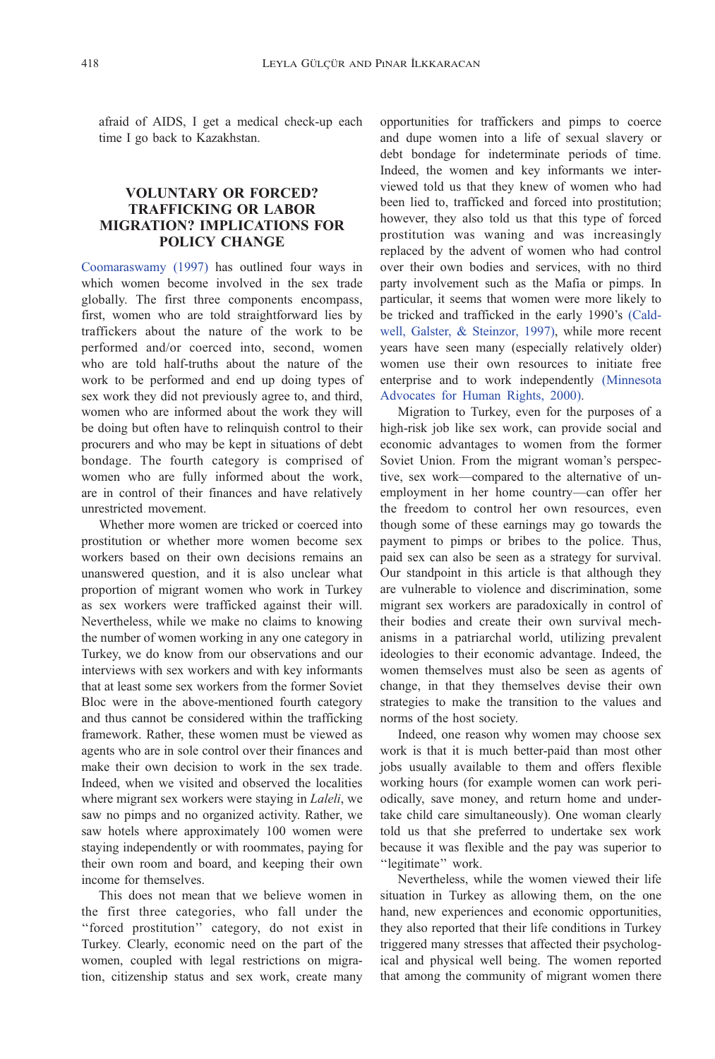afraid of AIDS, I get a medical check-up each time I go back to Kazakhstan.

## VOLUNTARY OR FORCED? TRAFFICKING OR LABOR MIGRATION? IMPLICATIONS FOR POLICY CHANGE

Coomaraswamy (1997) has outlined four ways in which women become involved in the sex trade globally. The first three components encompass, first, women who are told straightforward lies by traffickers about the nature of the work to be performed and/or coerced into, second, women who are told half-truths about the nature of the work to be performed and end up doing types of sex work they did not previously agree to, and third, women who are informed about the work they will be doing but often have to relinquish control to their procurers and who may be kept in situations of debt bondage. The fourth category is comprised of women who are fully informed about the work, are in control of their finances and have relatively unrestricted movement.

Whether more women are tricked or coerced into prostitution or whether more women become sex workers based on their own decisions remains an unanswered question, and it is also unclear what proportion of migrant women who work in Turkey as sex workers were trafficked against their will. Nevertheless, while we make no claims to knowing the number of women working in any one category in Turkey, we do know from our observations and our interviews with sex workers and with key informants that at least some sex workers from the former Soviet Bloc were in the above-mentioned fourth category and thus cannot be considered within the trafficking framework. Rather, these women must be viewed as agents who are in sole control over their finances and make their own decision to work in the sex trade. Indeed, when we visited and observed the localities where migrant sex workers were staying in *Laleli*, we saw no pimps and no organized activity. Rather, we saw hotels where approximately 100 women were staying independently or with roommates, paying for their own room and board, and keeping their own income for themselves.

This does not mean that we believe women in the first three categories, who fall under the ''forced prostitution'' category, do not exist in Turkey. Clearly, economic need on the part of the women, coupled with legal restrictions on migration, citizenship status and sex work, create many opportunities for traffickers and pimps to coerce and dupe women into a life of sexual slavery or debt bondage for indeterminate periods of time. Indeed, the women and key informants we interviewed told us that they knew of women who had been lied to, trafficked and forced into prostitution; however, they also told us that this type of forced prostitution was waning and was increasingly replaced by the advent of women who had control over their own bodies and services, with no third party involvement such as the Mafia or pimps. In particular, it seems that women were more likely to be tricked and trafficked in the early 1990's (Caldwell, Galster, & Steinzor, 1997), while more recent years have seen many (especially relatively older) women use their own resources to initiate free enterprise and to work independently (Minnesota Advocates for Human Rights, 2000).

Migration to Turkey, even for the purposes of a high-risk job like sex work, can provide social and economic advantages to women from the former Soviet Union. From the migrant woman's perspective, sex work—compared to the alternative of unemployment in her home country—can offer her the freedom to control her own resources, even though some of these earnings may go towards the payment to pimps or bribes to the police. Thus, paid sex can also be seen as a strategy for survival. Our standpoint in this article is that although they are vulnerable to violence and discrimination, some migrant sex workers are paradoxically in control of their bodies and create their own survival mechanisms in a patriarchal world, utilizing prevalent ideologies to their economic advantage. Indeed, the women themselves must also be seen as agents of change, in that they themselves devise their own strategies to make the transition to the values and norms of the host society.

Indeed, one reason why women may choose sex work is that it is much better-paid than most other jobs usually available to them and offers flexible working hours (for example women can work periodically, save money, and return home and undertake child care simultaneously). One woman clearly told us that she preferred to undertake sex work because it was flexible and the pay was superior to ''legitimate'' work.

Nevertheless, while the women viewed their life situation in Turkey as allowing them, on the one hand, new experiences and economic opportunities, they also reported that their life conditions in Turkey triggered many stresses that affected their psychological and physical well being. The women reported that among the community of migrant women there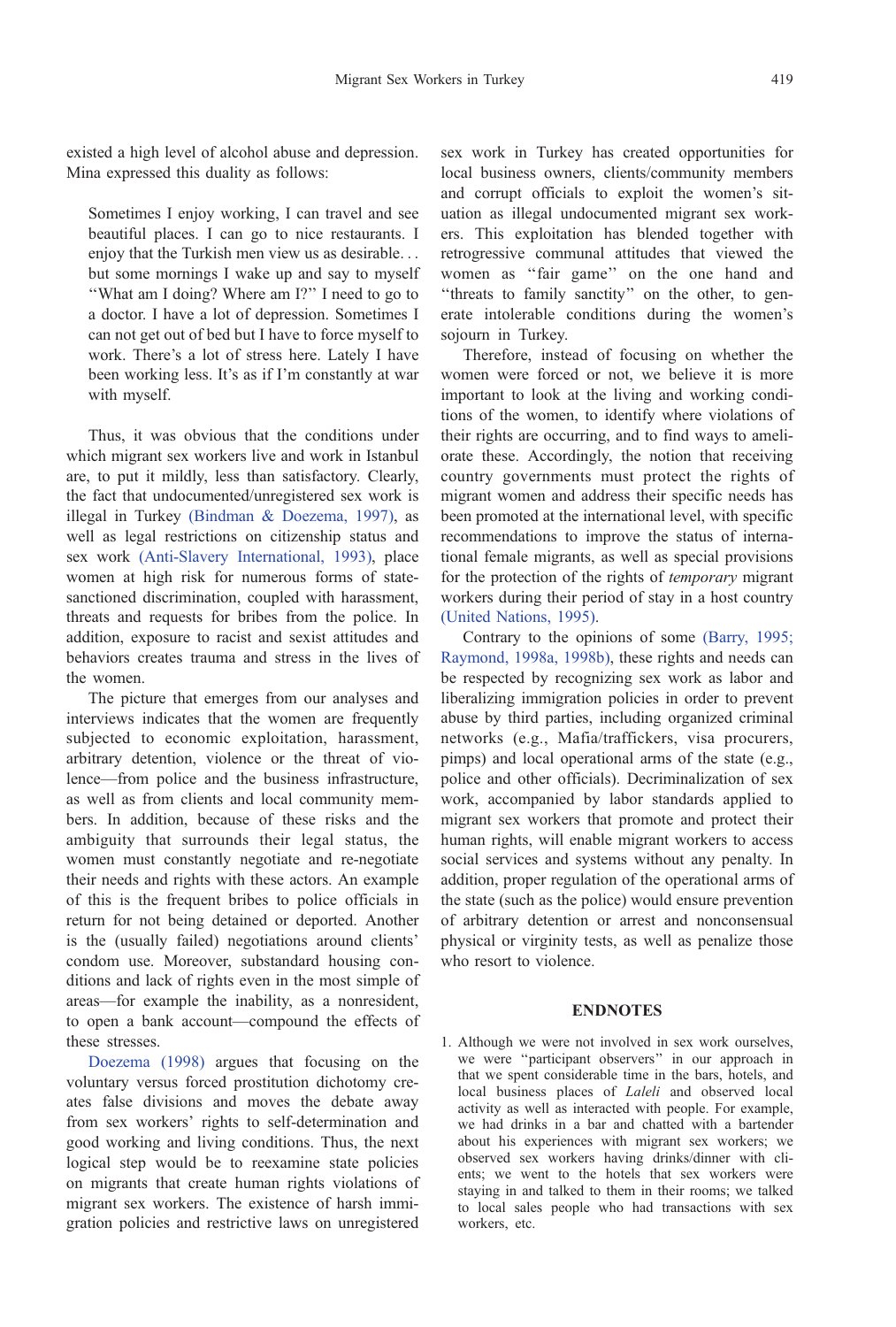existed a high level of alcohol abuse and depression. Mina expressed this duality as follows:

> Sometimes I enjoy working, I can travel and see beautiful places. I can go to nice restaurants. I enjoy that the Turkish men view us as desirable... but some mornings I wake up and say to myself "What am I doing? Where am I?" I need to go to a doctor. I have a lot of depression. Sometimes I can not get out of bed but I have to force myself to work. There's a lot of stress here. Lately I have been working less. It's as if I'm constantly at war with myself.

Thus, it was obvious that the conditions under which migrant sex workers live and work in Istanbul are, to put it mildly, less than satisfactory. Clearly, the fact that undocumented/unregistered sex work is illegal in Turkey (Bindman & Doezema, 1997), as well as legal restrictions on citizenship status and sex work (Anti-Slavery International, 1993), place women at high risk for numerous forms of state-sanctioned discrimination, coupled with harassment, threats and requests for bribes from the police. In addition, exposure to racist and sexist attitudes and behaviors creates trauma and stress in the lives of the women.

The picture that emerges from our analyses and interviews indicates that the women are frequently subjected to economic exploitation, harassment, arbitrary detention, violence or the threat of violence—from police and the business infrastructure, as well as from clients and local community members. In addition, because of these risks and the ambiguity that surrounds their legal status, the women must constantly negotiate and re-negotiate their needs and rights with these actors. An example of this is the frequent bribes to police officials in return for not being detained or deported. Another is the (usually failed) negotiations around clients' condom use. Moreover, substandard housing conditions and lack of rights even in the most simple of areas—for example the inability, as a nonresident, to open a bank account—compound the effects of these stresses.

Doezema (1998) argues that focusing on the voluntary versus forced prostitution dichotomy creates false divisions and moves the debate away from sex workers' rights to self-determination and good working and living conditions. Thus, the next logical step would be to reexamine state policies on migrants that create human rights violations of migrant sex workers. The existence of harsh immigration policies and restrictive laws on unregistered sex work in Turkey has created opportunities for local business owners, clients/community members and corrupt officials to exploit the women's situation as illegal undocumented migrant sex workers. This exploitation has blended together with retrogressive communal attitudes that viewed the women as "fair game" on the one hand and "threats to family sanctity" on the other, to generate intolerable conditions during the women's sojourn in Turkey.

Therefore, instead of focusing on whether the women were forced or not, we believe it is more important to look at the living and working conditions of the women, to identify where violations of their rights are occurring, and to find ways to ameliorate these. Accordingly, the notion that receiving country governments must protect the rights of migrant women and address their specific needs has been promoted at the international level, with specific recommendations to improve the status of international female migrants, as well as special provisions for the protection of the rights of *temporary* migrant workers during their period of stay in a host country (United Nations, 1995).

Contrary to the opinions of some (Barry, 1995; Raymond, 1998a, 1998b), these rights and needs can be respected by recognizing sex work as labor and liberalizing immigration policies in order to prevent abuse by third parties, including organized criminal networks (e.g., Mafia/traffickers, visa procurers, pimps) and local operational arms of the state (e.g., police and other officials). Decriminalization of sex work, accompanied by labor standards applied to migrant sex workers that promote and protect their human rights, will enable migrant workers to access social services and systems without any penalty. In addition, proper regulation of the operational arms of the state (such as the police) would ensure prevention of arbitrary detention or arrest and nonconsensual physical or virginity tests, as well as penalize those who resort to violence.

## ENDNOTES

1. Although we were not involved in sex work ourselves, we were "participant observers" in our approach in that we spent considerable time in the bars, hotels, and local business places of *Laleli* and observed local activity as well as interacted with people. For example, we had drinks in a bar and chatted with a bartender about his experiences with migrant sex workers; we observed sex workers having drinks/dinner with clients; we went to the hotels that sex workers were staying in and talked to them in their rooms; we talked to local sales people who had transactions with sex workers, etc.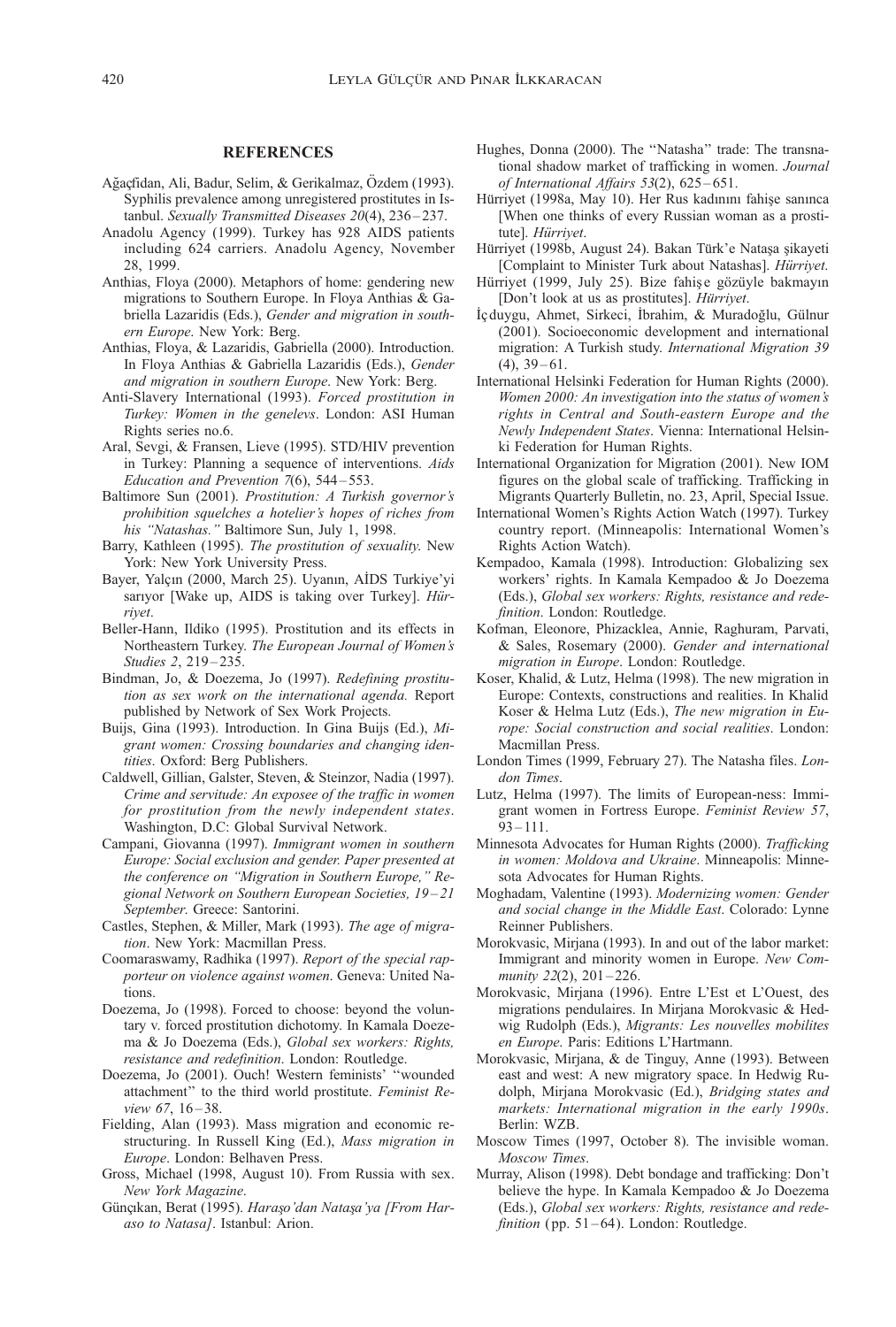## REFERENCES

Ağaçfidan, Ali, Badur, Selim, & Gerikalmaz, Özdem (1993). Syphilis prevalence among unregistered prostitutes in Istanbul. *Sexually Transmitted Diseases 20*(4), 236–237.

Anadolu Agency (1999). Turkey has 928 AIDS patients including 624 carriers. Anadolu Agency, November 28, 1999.

Anthias, Floya (2000). Metaphors of home: gendering new migrations to Southern Europe. In Floya Anthias & Gabriella Lazaridis (Eds.), *Gender and migration in southern Europe*. New York: Berg.

Anthias, Floya, & Lazaridis, Gabriella (2000). Introduction. In Floya Anthias & Gabriella Lazaridis (Eds.), *Gender and migration in southern Europe*. New York: Berg.

Anti-Slavery International (1993). *Forced prostitution in Turkey: Women in the genelevs*. London: ASI Human Rights series no.6.

Aral, Sevgi, & Fransen, Lieve (1995). STD/HIV prevention in Turkey: Planning a sequence of interventions. *Aids Education and Prevention 7*(6), 544–553.

Baltimore Sun (2001). *Prostitution: A Turkish governor's prohibition squelches a hotelier's hopes of riches from his "Natashas."* Baltimore Sun, July 1, 1998.

Barry, Kathleen (1995). *The prostitution of sexuality.* New York: New York University Press.

Bayer, Yalçın (2000, March 25). Uyanın, AİDS Turkiye'yi sarıyor [Wake up, AIDS is taking over Turkey]. *Hürriyet*.

Beller-Hann, Ildiko (1995). Prostitution and its effects in Northeastern Turkey. *The European Journal of Women's Studies 2*, 219–235.

Bindman, Jo, & Doezema, Jo (1997). *Redefining prostitution as sex work on the international agenda.* Report published by Network of Sex Work Projects.

Buijs, Gina (1993). Introduction. In Gina Buijs (Ed.), *Migrant women: Crossing boundaries and changing identities*. Oxford: Berg Publishers.

Caldwell, Gillian, Galster, Steven, & Steinzor, Nadia (1997). *Crime and servitude: An exposee of the traffic in women for prostitution from the newly independent states*. Washington, D.C: Global Survival Network.

Campani, Giovanna (1997). *Immigrant women in southern Europe: Social exclusion and gender. Paper presented at the conference on "Migration in Southern Europe," Regional Network on Southern European Societies, 19–21 September.* Greece: Santorini.

Castles, Stephen, & Miller, Mark (1993). *The age of migration*. New York: Macmillan Press.

Coomaraswamy, Radhika (1997). *Report of the special rapporteur on violence against women*. Geneva: United Nations.

Doezema, Jo (1998). Forced to choose: beyond the voluntary v. forced prostitution dichotomy. In Kamala Doezema & Jo Doezema (Eds.), *Global sex workers: Rights, resistance and redefinition*. London: Routledge.

Doezema, Jo (2001). Ouch! Western feminists' "wounded attachment" to the third world prostitute. *Feminist Review 67*, 16–38.

Fielding, Alan (1993). Mass migration and economic restructuring. In Russell King (Ed.), *Mass migration in Europe*. London: Belhaven Press.

Gross, Michael (1998, August 10). From Russia with sex. *New York Magazine*.

Günçıkan, Berat (1995). *Haraşo'dan Nataşa'ya [From Haraso to Natasa]*. Istanbul: Arion.

Hughes, Donna (2000). The "Natasha" trade: The transnational shadow market of trafficking in women. *Journal of International Affairs 53*(2), 625–651.

Hürriyet (1998a, May 10). Her Rus kadınını fahişe sanınca [When one thinks of every Russian woman as a prostitute]. *Hürriyet*.

Hürriyet (1998b, August 24). Bakan Türk'e Nataşa şikayeti [Complaint to Minister Turk about Natashas]. *Hürriyet*.

Hürriyet (1999, July 25). Bize fahişe gözüyle bakmayın [Don't look at us as prostitutes]. *Hürriyet*.

İçduygu, Ahmet, Sirkeci, İbrahim, & Muradoğlu, Gülnur (2001). Socioeconomic development and international migration: A Turkish study. *International Migration 39* (4), 39–61.

International Helsinki Federation for Human Rights (2000). *Women 2000: An investigation into the status of women's rights in Central and South-eastern Europe and the Newly Independent States*. Vienna: International Helsinki Federation for Human Rights.

International Organization for Migration (2001). New IOM figures on the global scale of trafficking. Trafficking in Migrants Quarterly Bulletin, no. 23, April, Special Issue.

International Women's Rights Action Watch (1997). Turkey country report. (Minneapolis: International Women's Rights Action Watch).

Kempadoo, Kamala (1998). Introduction: Globalizing sex workers' rights. In Kamala Kempadoo & Jo Doezema (Eds.), *Global sex workers: Rights, resistance and redefinition*. London: Routledge.

Kofman, Eleonore, Phizacklea, Annie, Raghuram, Parvati, & Sales, Rosemary (2000). *Gender and international migration in Europe*. London: Routledge.

Koser, Khalid, & Lutz, Helma (1998). The new migration in Europe: Contexts, constructions and realities. In Khalid Koser & Helma Lutz (Eds.), *The new migration in Europe: Social construction and social realities*. London: Macmillan Press.

London Times (1999, February 27). The Natasha files. *London Times*.

Lutz, Helma (1997). The limits of European-ness: Immigrant women in Fortress Europe. *Feminist Review 57*, 93–111.

Minnesota Advocates for Human Rights (2000). *Trafficking in women: Moldova and Ukraine*. Minneapolis: Minnesota Advocates for Human Rights.

Moghadam, Valentine (1993). *Modernizing women: Gender and social change in the Middle East*. Colorado: Lynne Reinner Publishers.

Morokvasic, Mirjana (1993). In and out of the labor market: Immigrant and minority women in Europe. *New Community 22*(2), 201–226.

Morokvasic, Mirjana (1996). Entre L'Est et L'Ouest, des migrations pendulaires. In Mirjana Morokvasic & Hedwig Rudolph (Eds.), *Migrants: Les nouvelles mobilites en Europe*. Paris: Editions L'Hartmann.

Morokvasic, Mirjana, & de Tinguy, Anne (1993). Between east and west: A new migratory space. In Hedwig Rudolph, Mirjana Morokvasic (Ed.), *Bridging states and markets: International migration in the early 1990s*. Berlin: WZB.

Moscow Times (1997, October 8). The invisible woman. *Moscow Times*.

Murray, Alison (1998). Debt bondage and trafficking: Don't believe the hype. In Kamala Kempadoo & Jo Doezema (Eds.), *Global sex workers: Rights, resistance and redefinition* (pp. 51–64). London: Routledge.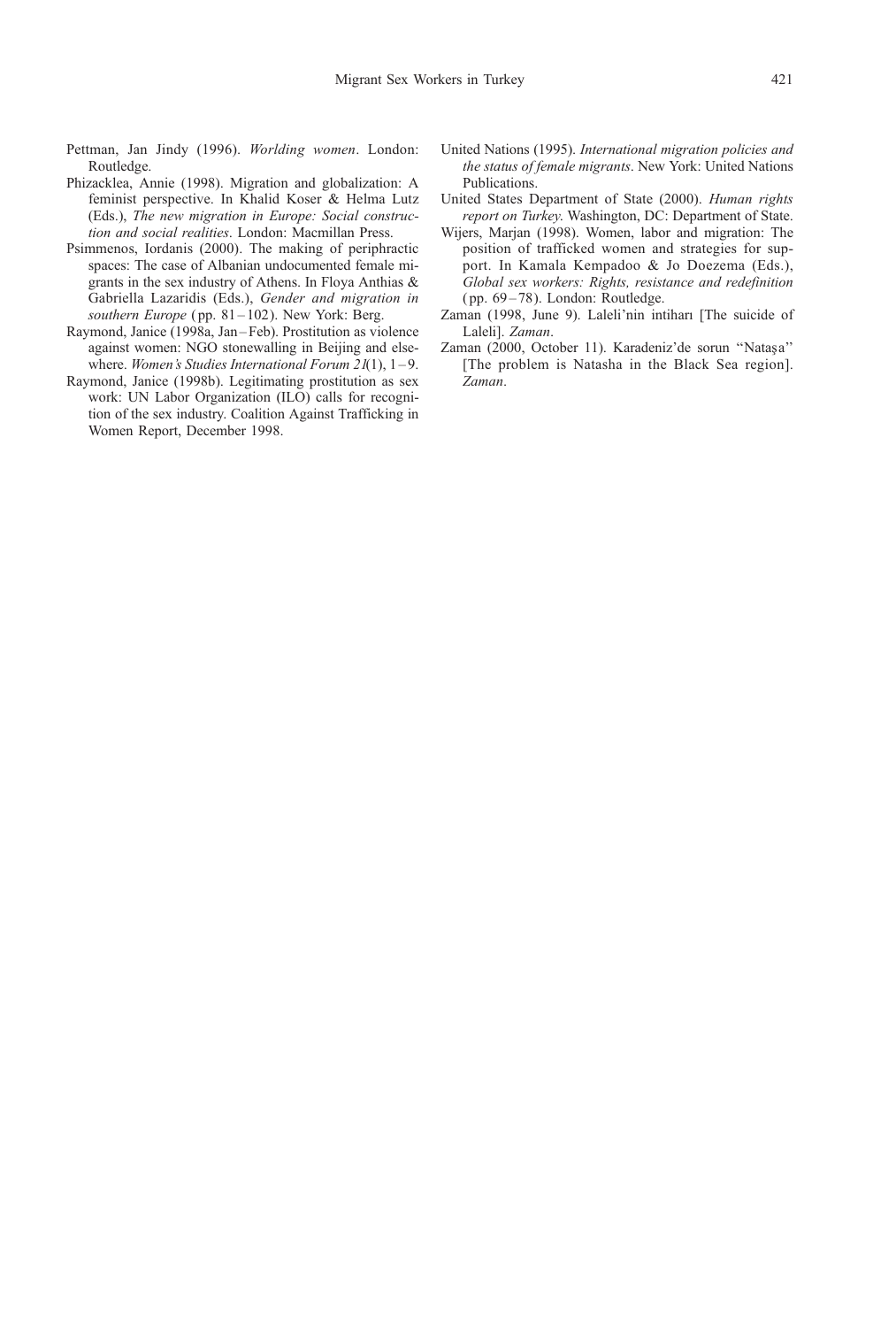Pettman, Jan Jindy (1996). *Worlding women*. London: Routledge.

Phizacklea, Annie (1998). Migration and globalization: A feminist perspective. In Khalid Koser & Helma Lutz (Eds.), *The new migration in Europe: Social construction and social realities*. London: Macmillan Press.

Psimmenos, Iordanis (2000). The making of periphractic spaces: The case of Albanian undocumented female migrants in the sex industry of Athens. In Floya Anthias & Gabriella Lazaridis (Eds.), *Gender and migration in southern Europe* (pp. 81–102). New York: Berg.

Raymond, Janice (1998a, Jan–Feb). Prostitution as violence against women: NGO stonewalling in Beijing and elsewhere. *Women's Studies International Forum 21*(1), 1–9.

Raymond, Janice (1998b). Legitimating prostitution as sex work: UN Labor Organization (ILO) calls for recognition of the sex industry. Coalition Against Trafficking in Women Report, December 1998.

United Nations (1995). *International migration policies and the status of female migrants*. New York: United Nations Publications.

United States Department of State (2000). *Human rights report on Turkey*. Washington, DC: Department of State.

Wijers, Marjan (1998). Women, labor and migration: The position of trafficked women and strategies for support. In Kamala Kempadoo & Jo Doezema (Eds.), *Global sex workers: Rights, resistance and redefinition* (pp. 69–78). London: Routledge.

Zaman (1998, June 9). Laleli'nin intiharı [The suicide of Laleli]. *Zaman*.

Zaman (2000, October 11). Karadeniz'de sorun "Nataşa" [The problem is Natasha in the Black Sea region]. *Zaman*.